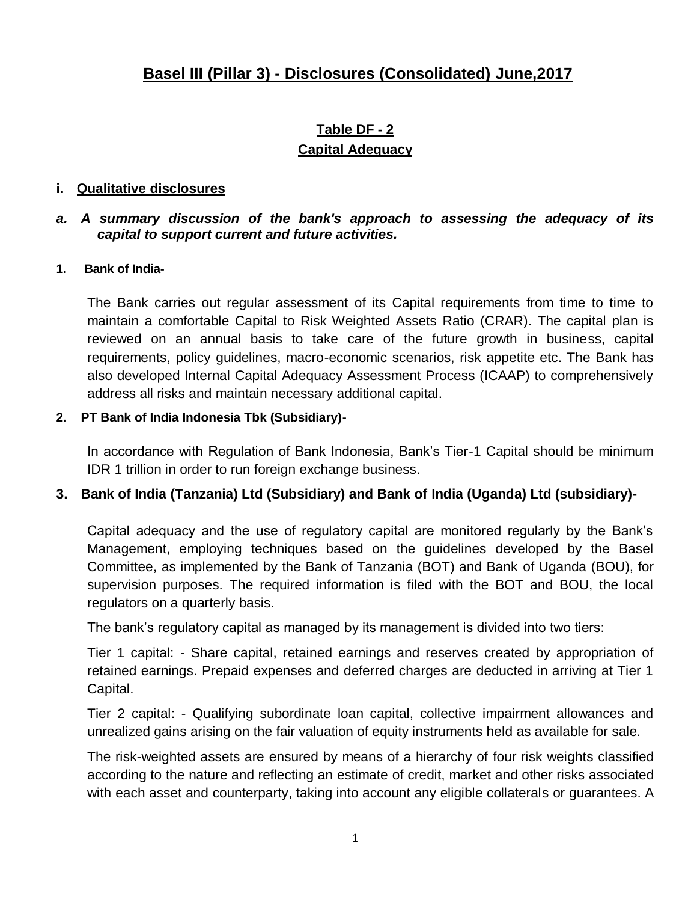# Basel III (Pillar 3) - Disclosures (Consolidated) June,2017

## Table DF - 2
## Capital Adequacy

### i. Qualitative disclosures

***a. A summary discussion of the bank's approach to assessing the adequacy of its capital to support current and future activities.***

**1. Bank of India-**

The Bank carries out regular assessment of its Capital requirements from time to time to maintain a comfortable Capital to Risk Weighted Assets Ratio (CRAR). The capital plan is reviewed on an annual basis to take care of the future growth in business, capital requirements, policy guidelines, macro-economic scenarios, risk appetite etc. The Bank has also developed Internal Capital Adequacy Assessment Process (ICAAP) to comprehensively address all risks and maintain necessary additional capital.

**2. PT Bank of India Indonesia Tbk (Subsidiary)-**

In accordance with Regulation of Bank Indonesia, Bank's Tier-1 Capital should be minimum IDR 1 trillion in order to run foreign exchange business.

**3. Bank of India (Tanzania) Ltd (Subsidiary) and Bank of India (Uganda) Ltd (subsidiary)-**

Capital adequacy and the use of regulatory capital are monitored regularly by the Bank's Management, employing techniques based on the guidelines developed by the Basel Committee, as implemented by the Bank of Tanzania (BOT) and Bank of Uganda (BOU), for supervision purposes. The required information is filed with the BOT and BOU, the local regulators on a quarterly basis.

The bank's regulatory capital as managed by its management is divided into two tiers:

Tier 1 capital: - Share capital, retained earnings and reserves created by appropriation of retained earnings. Prepaid expenses and deferred charges are deducted in arriving at Tier 1 Capital.

Tier 2 capital: - Qualifying subordinate loan capital, collective impairment allowances and unrealized gains arising on the fair valuation of equity instruments held as available for sale.

The risk-weighted assets are ensured by means of a hierarchy of four risk weights classified according to the nature and reflecting an estimate of credit, market and other risks associated with each asset and counterparty, taking into account any eligible collaterals or guarantees. A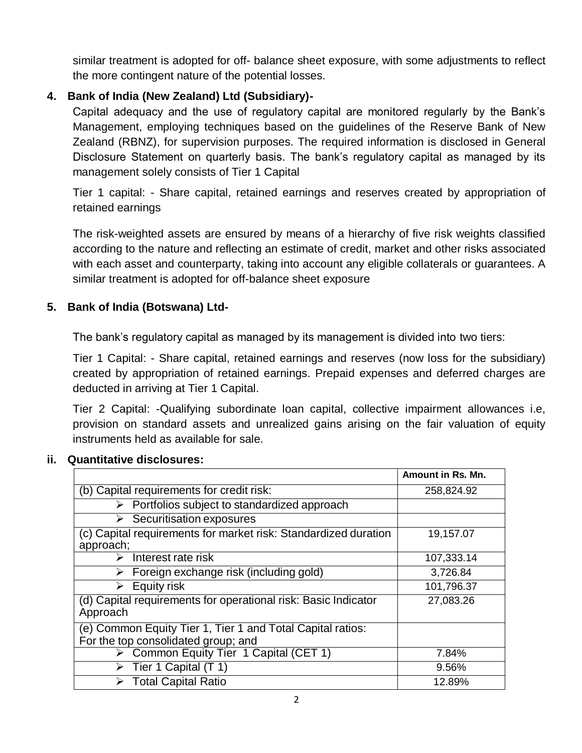similar treatment is adopted for off- balance sheet exposure, with some adjustments to reflect the more contingent nature of the potential losses.

**4. Bank of India (New Zealand) Ltd (Subsidiary)-**

Capital adequacy and the use of regulatory capital are monitored regularly by the Bank's Management, employing techniques based on the guidelines of the Reserve Bank of New Zealand (RBNZ), for supervision purposes. The required information is disclosed in General Disclosure Statement on quarterly basis. The bank's regulatory capital as managed by its management solely consists of Tier 1 Capital

Tier 1 capital: - Share capital, retained earnings and reserves created by appropriation of retained earnings

The risk-weighted assets are ensured by means of a hierarchy of five risk weights classified according to the nature and reflecting an estimate of credit, market and other risks associated with each asset and counterparty, taking into account any eligible collaterals or guarantees. A similar treatment is adopted for off-balance sheet exposure

**5. Bank of India (Botswana) Ltd-**

The bank's regulatory capital as managed by its management is divided into two tiers:

Tier 1 Capital: - Share capital, retained earnings and reserves (now loss for the subsidiary) created by appropriation of retained earnings. Prepaid expenses and deferred charges are deducted in arriving at Tier 1 Capital.

Tier 2 Capital: -Qualifying subordinate loan capital, collective impairment allowances i.e, provision on standard assets and unrealized gains arising on the fair valuation of equity instruments held as available for sale.

**ii. Quantitative disclosures:**

| | **Amount in Rs. Mn.** |
|---|---|
| (b) Capital requirements for credit risk: | 258,824.92 |
| ➢ Portfolios subject to standardized approach | |
| ➢ Securitisation exposures | |
| (c) Capital requirements for market risk: Standardized duration approach; | 19,157.07 |
| ➢ Interest rate risk | 107,333.14 |
| ➢ Foreign exchange risk (including gold) | 3,726.84 |
| ➢ Equity risk | 101,796.37 |
| (d) Capital requirements for operational risk: Basic Indicator Approach | 27,083.26 |
| (e) Common Equity Tier 1, Tier 1 and Total Capital ratios: For the top consolidated group; and | |
| ➢ Common Equity Tier 1 Capital (CET 1) | 7.84% |
| ➢ Tier 1 Capital (T 1) | 9.56% |
| ➢ Total Capital Ratio | 12.89% |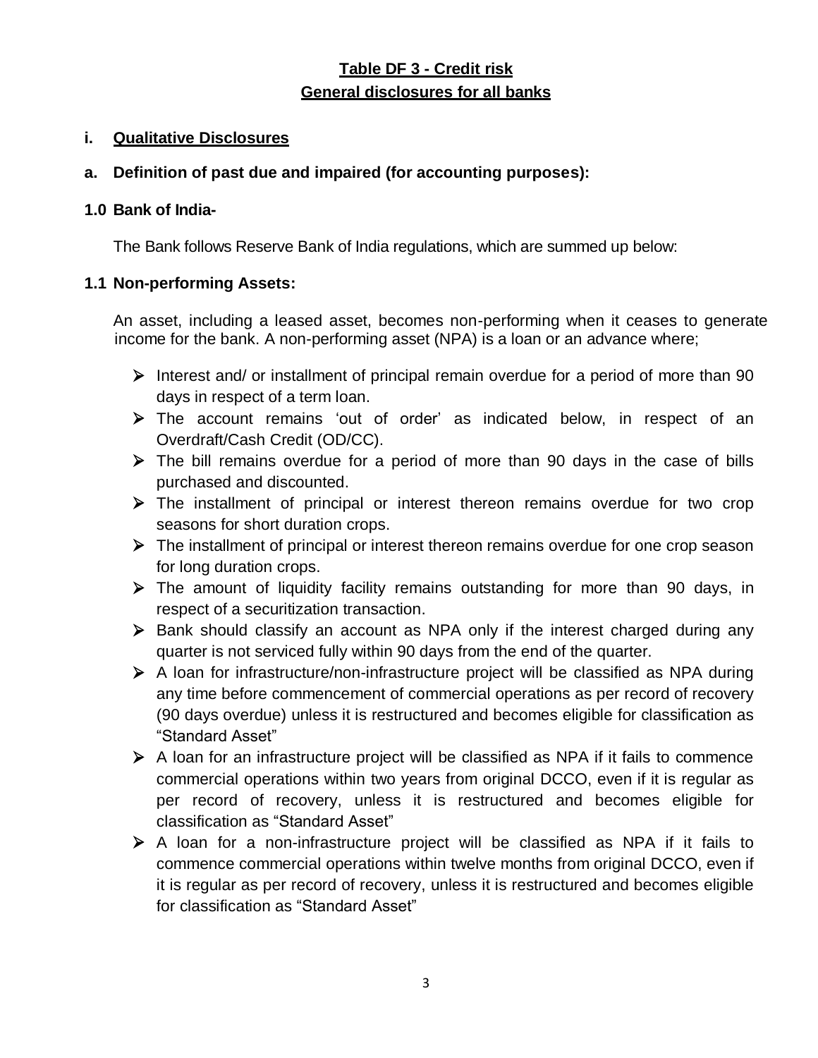# Table DF 3 - Credit risk

## General disclosures for all banks

### i. Qualitative Disclosures

### a. Definition of past due and impaired (for accounting purposes):

#### 1.0 Bank of India-

The Bank follows Reserve Bank of India regulations, which are summed up below:

#### 1.1 Non-performing Assets:

An asset, including a leased asset, becomes non-performing when it ceases to generate income for the bank. A non-performing asset (NPA) is a loan or an advance where;

- Interest and/ or installment of principal remain overdue for a period of more than 90 days in respect of a term loan.
- The account remains 'out of order' as indicated below, in respect of an Overdraft/Cash Credit (OD/CC).
- The bill remains overdue for a period of more than 90 days in the case of bills purchased and discounted.
- The installment of principal or interest thereon remains overdue for two crop seasons for short duration crops.
- The installment of principal or interest thereon remains overdue for one crop season for long duration crops.
- The amount of liquidity facility remains outstanding for more than 90 days, in respect of a securitization transaction.
- Bank should classify an account as NPA only if the interest charged during any quarter is not serviced fully within 90 days from the end of the quarter.
- A loan for infrastructure/non-infrastructure project will be classified as NPA during any time before commencement of commercial operations as per record of recovery (90 days overdue) unless it is restructured and becomes eligible for classification as "Standard Asset"
- A loan for an infrastructure project will be classified as NPA if it fails to commence commercial operations within two years from original DCCO, even if it is regular as per record of recovery, unless it is restructured and becomes eligible for classification as "Standard Asset"
- A loan for a non-infrastructure project will be classified as NPA if it fails to commence commercial operations within twelve months from original DCCO, even if it is regular as per record of recovery, unless it is restructured and becomes eligible for classification as "Standard Asset"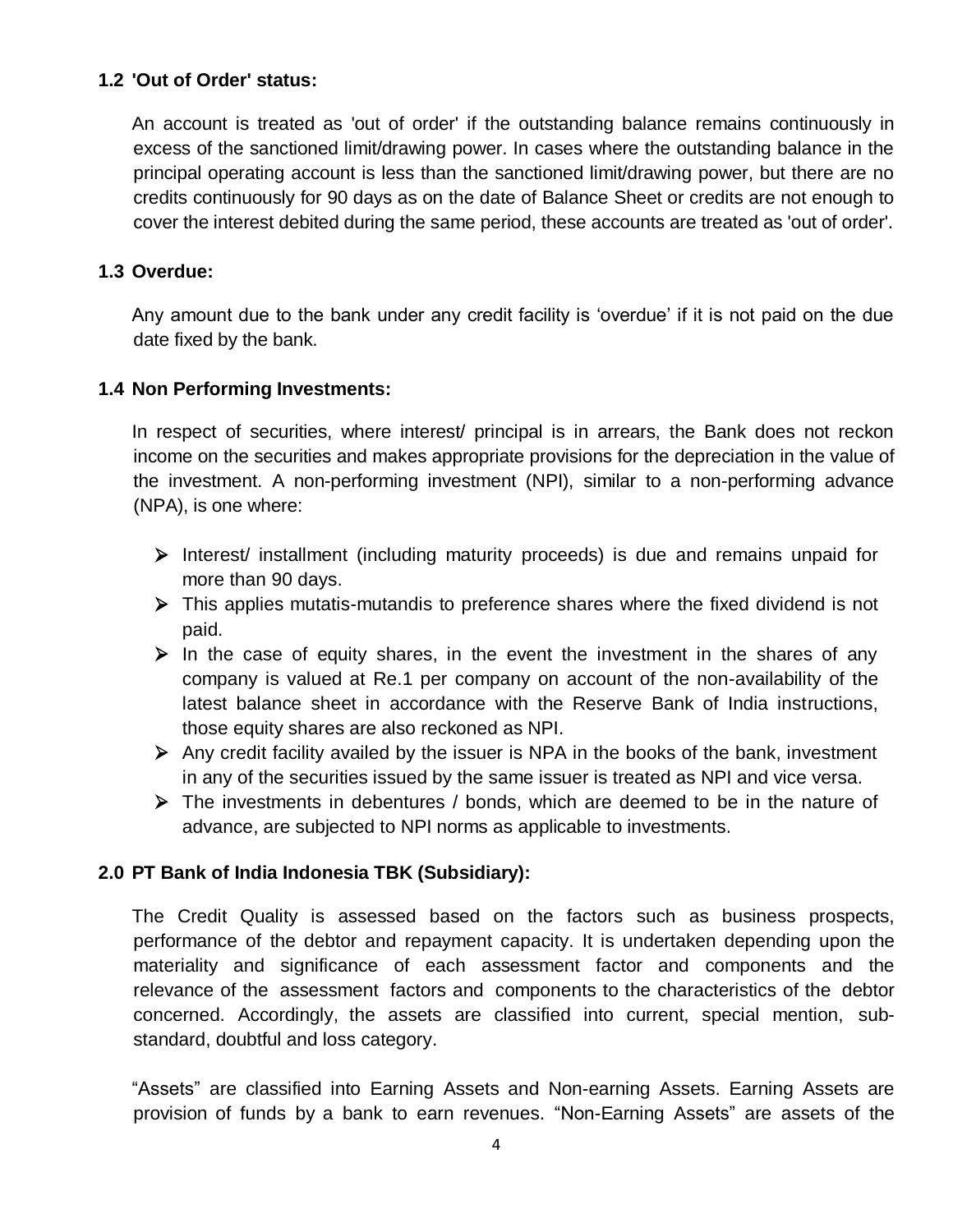### 1.2 'Out of Order' status:

An account is treated as 'out of order' if the outstanding balance remains continuously in excess of the sanctioned limit/drawing power. In cases where the outstanding balance in the principal operating account is less than the sanctioned limit/drawing power, but there are no credits continuously for 90 days as on the date of Balance Sheet or credits are not enough to cover the interest debited during the same period, these accounts are treated as 'out of order'.

### 1.3 Overdue:

Any amount due to the bank under any credit facility is 'overdue' if it is not paid on the due date fixed by the bank.

### 1.4 Non Performing Investments:

In respect of securities, where interest/ principal is in arrears, the Bank does not reckon income on the securities and makes appropriate provisions for the depreciation in the value of the investment. A non-performing investment (NPI), similar to a non-performing advance (NPA), is one where:

- Interest/ installment (including maturity proceeds) is due and remains unpaid for more than 90 days.
- This applies mutatis-mutandis to preference shares where the fixed dividend is not paid.
- In the case of equity shares, in the event the investment in the shares of any company is valued at Re.1 per company on account of the non-availability of the latest balance sheet in accordance with the Reserve Bank of India instructions, those equity shares are also reckoned as NPI.
- Any credit facility availed by the issuer is NPA in the books of the bank, investment in any of the securities issued by the same issuer is treated as NPI and vice versa.
- The investments in debentures / bonds, which are deemed to be in the nature of advance, are subjected to NPI norms as applicable to investments.

## 2.0 PT Bank of India Indonesia TBK (Subsidiary):

The Credit Quality is assessed based on the factors such as business prospects, performance of the debtor and repayment capacity. It is undertaken depending upon the materiality and significance of each assessment factor and components and the relevance of the assessment factors and components to the characteristics of the debtor concerned. Accordingly, the assets are classified into current, special mention, sub-standard, doubtful and loss category.

"Assets" are classified into Earning Assets and Non-earning Assets. Earning Assets are provision of funds by a bank to earn revenues. "Non-Earning Assets" are assets of the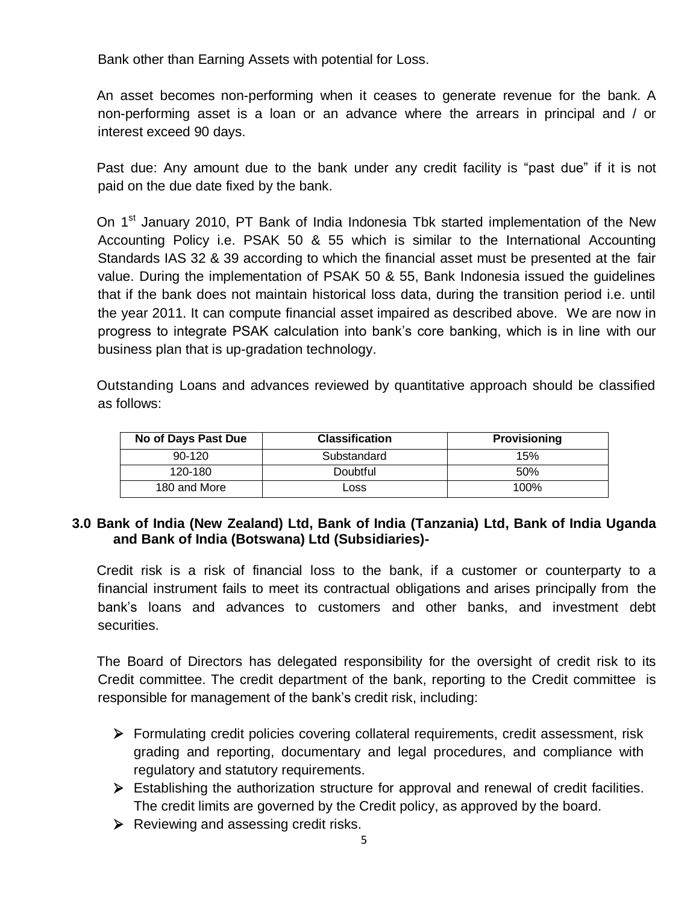Bank other than Earning Assets with potential for Loss.

An asset becomes non-performing when it ceases to generate revenue for the bank. A non-performing asset is a loan or an advance where the arrears in principal and / or interest exceed 90 days.

Past due: Any amount due to the bank under any credit facility is "past due" if it is not paid on the due date fixed by the bank.

On 1st January 2010, PT Bank of India Indonesia Tbk started implementation of the New Accounting Policy i.e. PSAK 50 & 55 which is similar to the International Accounting Standards IAS 32 & 39 according to which the financial asset must be presented at the fair value. During the implementation of PSAK 50 & 55, Bank Indonesia issued the guidelines that if the bank does not maintain historical loss data, during the transition period i.e. until the year 2011. It can compute financial asset impaired as described above. We are now in progress to integrate PSAK calculation into bank's core banking, which is in line with our business plan that is up-gradation technology.

Outstanding Loans and advances reviewed by quantitative approach should be classified as follows:

| No of Days Past Due | Classification | Provisioning |
|---|---|---|
| 90-120 | Substandard | 15% |
| 120-180 | Doubtful | 50% |
| 180 and More | Loss | 100% |

## 3.0 Bank of India (New Zealand) Ltd, Bank of India (Tanzania) Ltd, Bank of India Uganda and Bank of India (Botswana) Ltd (Subsidiaries)-

Credit risk is a risk of financial loss to the bank, if a customer or counterparty to a financial instrument fails to meet its contractual obligations and arises principally from the bank's loans and advances to customers and other banks, and investment debt securities.

The Board of Directors has delegated responsibility for the oversight of credit risk to its Credit committee. The credit department of the bank, reporting to the Credit committee is responsible for management of the bank's credit risk, including:

- Formulating credit policies covering collateral requirements, credit assessment, risk grading and reporting, documentary and legal procedures, and compliance with regulatory and statutory requirements.
- Establishing the authorization structure for approval and renewal of credit facilities. The credit limits are governed by the Credit policy, as approved by the board.
- Reviewing and assessing credit risks.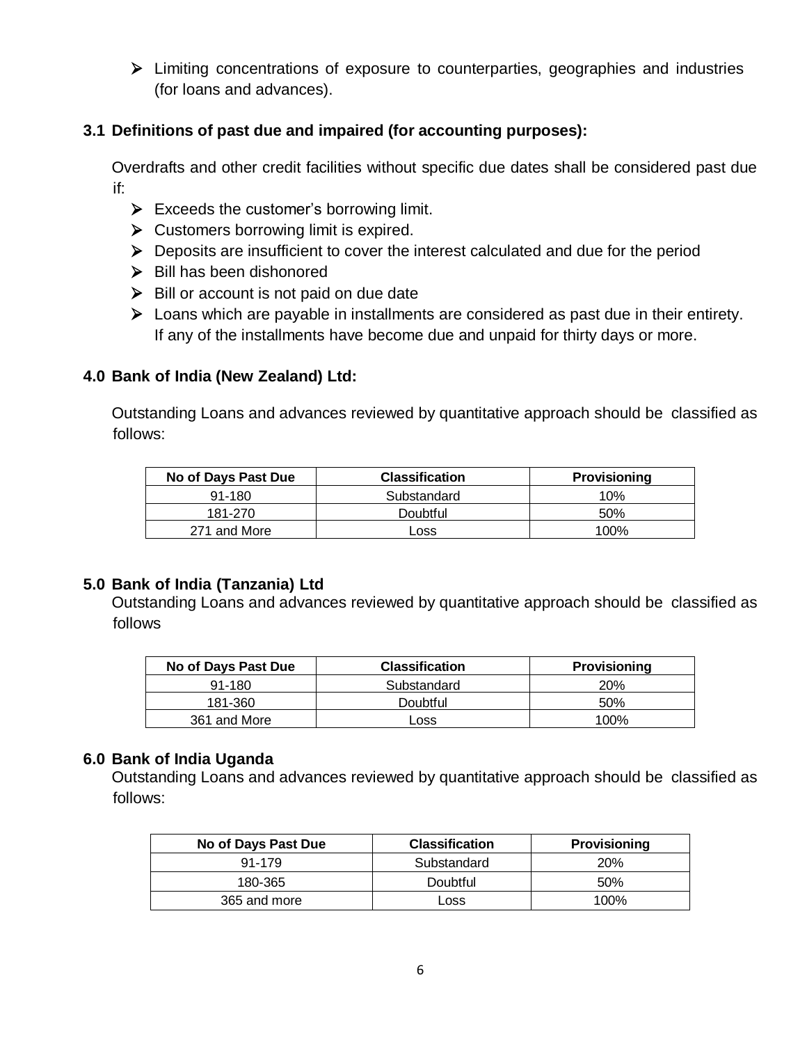- Limiting concentrations of exposure to counterparties, geographies and industries (for loans and advances).

### 3.1 Definitions of past due and impaired (for accounting purposes):

Overdrafts and other credit facilities without specific due dates shall be considered past due if:

- Exceeds the customer's borrowing limit.
- Customers borrowing limit is expired.
- Deposits are insufficient to cover the interest calculated and due for the period
- Bill has been dishonored
- Bill or account is not paid on due date
- Loans which are payable in installments are considered as past due in their entirety. If any of the installments have become due and unpaid for thirty days or more.

## 4.0 Bank of India (New Zealand) Ltd:

Outstanding Loans and advances reviewed by quantitative approach should be classified as follows:

| No of Days Past Due | Classification | Provisioning |
|---|---|---|
| 91-180 | Substandard | 10% |
| 181-270 | Doubtful | 50% |
| 271 and More | Loss | 100% |

## 5.0 Bank of India (Tanzania) Ltd

Outstanding Loans and advances reviewed by quantitative approach should be classified as follows

| No of Days Past Due | Classification | Provisioning |
|---|---|---|
| 91-180 | Substandard | 20% |
| 181-360 | Doubtful | 50% |
| 361 and More | Loss | 100% |

## 6.0 Bank of India Uganda

Outstanding Loans and advances reviewed by quantitative approach should be classified as follows:

| No of Days Past Due | Classification | Provisioning |
|---|---|---|
| 91-179 | Substandard | 20% |
| 180-365 | Doubtful | 50% |
| 365 and more | Loss | 100% |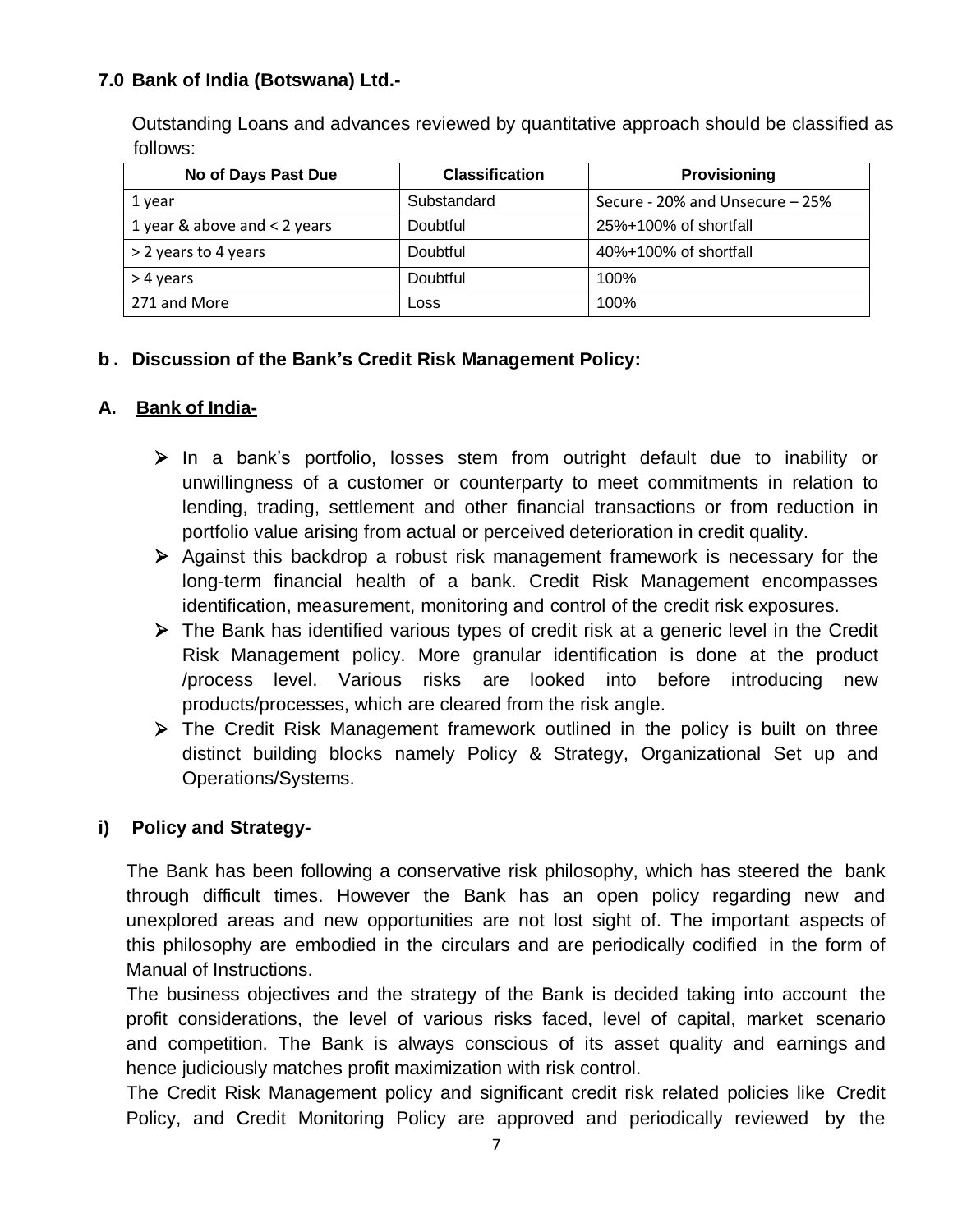### 7.0 Bank of India (Botswana) Ltd.-

Outstanding Loans and advances reviewed by quantitative approach should be classified as follows:

| No of Days Past Due | Classification | Provisioning |
|---|---|---|
| 1 year | Substandard | Secure - 20% and Unsecure – 25% |
| 1 year & above and < 2 years | Doubtful | 25%+100% of shortfall |
| > 2 years to 4 years | Doubtful | 40%+100% of shortfall |
| > 4 years | Doubtful | 100% |
| 271 and More | Loss | 100% |

### b . Discussion of the Bank's Credit Risk Management Policy:

### A. Bank of India-

- In a bank's portfolio, losses stem from outright default due to inability or unwillingness of a customer or counterparty to meet commitments in relation to lending, trading, settlement and other financial transactions or from reduction in portfolio value arising from actual or perceived deterioration in credit quality.
- Against this backdrop a robust risk management framework is necessary for the long-term financial health of a bank. Credit Risk Management encompasses identification, measurement, monitoring and control of the credit risk exposures.
- The Bank has identified various types of credit risk at a generic level in the Credit Risk Management policy. More granular identification is done at the product /process level. Various risks are looked into before introducing new products/processes, which are cleared from the risk angle.
- The Credit Risk Management framework outlined in the policy is built on three distinct building blocks namely Policy & Strategy, Organizational Set up and Operations/Systems.

### i) Policy and Strategy-

The Bank has been following a conservative risk philosophy, which has steered the bank through difficult times. However the Bank has an open policy regarding new and unexplored areas and new opportunities are not lost sight of. The important aspects of this philosophy are embodied in the circulars and are periodically codified in the form of Manual of Instructions.

The business objectives and the strategy of the Bank is decided taking into account the profit considerations, the level of various risks faced, level of capital, market scenario and competition. The Bank is always conscious of its asset quality and earnings and hence judiciously matches profit maximization with risk control.

The Credit Risk Management policy and significant credit risk related policies like Credit Policy, and Credit Monitoring Policy are approved and periodically reviewed by the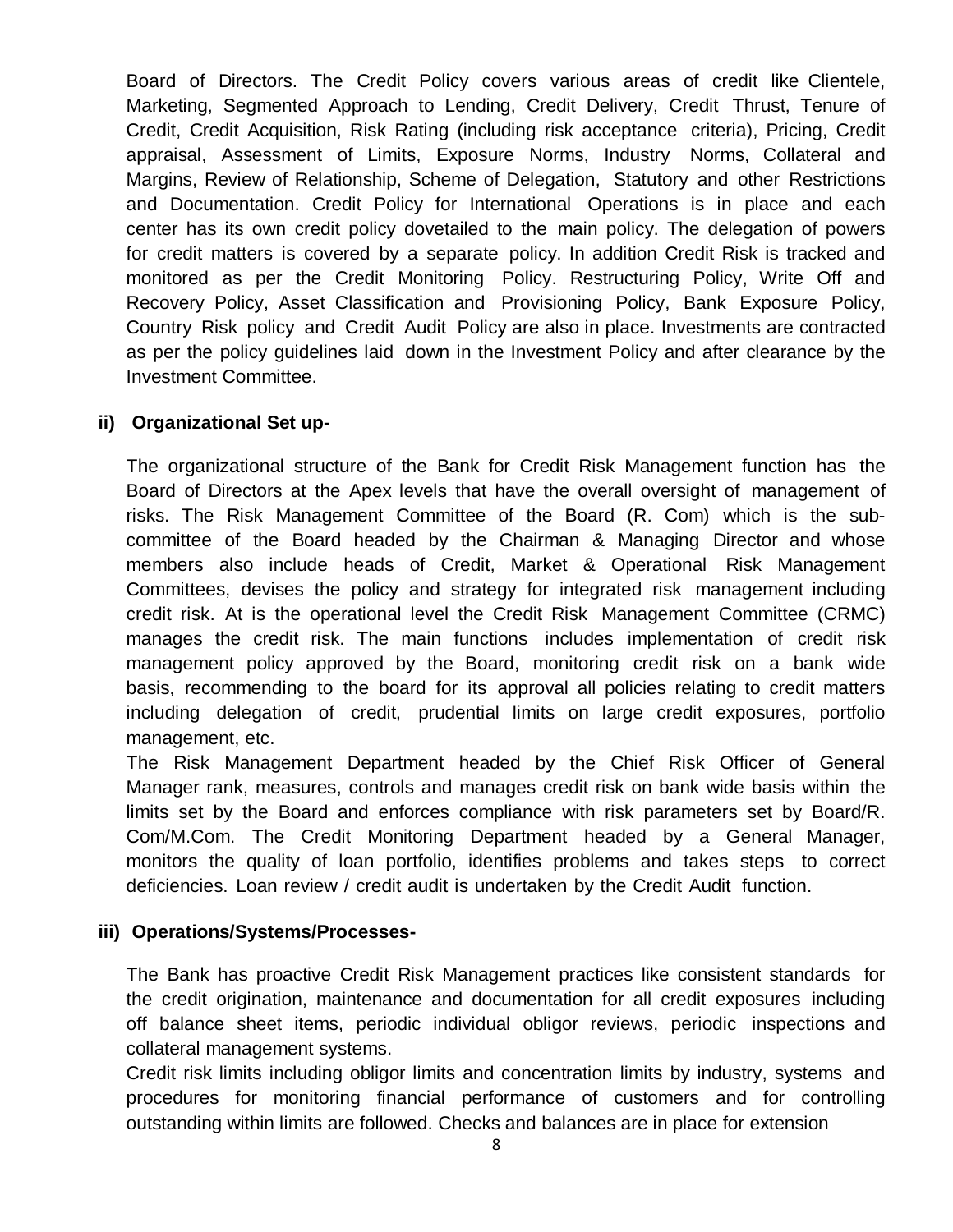Board of Directors. The Credit Policy covers various areas of credit like Clientele, Marketing, Segmented Approach to Lending, Credit Delivery, Credit Thrust, Tenure of Credit, Credit Acquisition, Risk Rating (including risk acceptance criteria), Pricing, Credit appraisal, Assessment of Limits, Exposure Norms, Industry Norms, Collateral and Margins, Review of Relationship, Scheme of Delegation, Statutory and other Restrictions and Documentation. Credit Policy for International Operations is in place and each center has its own credit policy dovetailed to the main policy. The delegation of powers for credit matters is covered by a separate policy. In addition Credit Risk is tracked and monitored as per the Credit Monitoring Policy. Restructuring Policy, Write Off and Recovery Policy, Asset Classification and Provisioning Policy, Bank Exposure Policy, Country Risk policy and Credit Audit Policy are also in place. Investments are contracted as per the policy guidelines laid down in the Investment Policy and after clearance by the Investment Committee.

**ii) Organizational Set up-**

The organizational structure of the Bank for Credit Risk Management function has the Board of Directors at the Apex levels that have the overall oversight of management of risks. The Risk Management Committee of the Board (R. Com) which is the sub-committee of the Board headed by the Chairman & Managing Director and whose members also include heads of Credit, Market & Operational Risk Management Committees, devises the policy and strategy for integrated risk management including credit risk. At is the operational level the Credit Risk Management Committee (CRMC) manages the credit risk. The main functions includes implementation of credit risk management policy approved by the Board, monitoring credit risk on a bank wide basis, recommending to the board for its approval all policies relating to credit matters including delegation of credit, prudential limits on large credit exposures, portfolio management, etc.

The Risk Management Department headed by the Chief Risk Officer of General Manager rank, measures, controls and manages credit risk on bank wide basis within the limits set by the Board and enforces compliance with risk parameters set by Board/R. Com/M.Com. The Credit Monitoring Department headed by a General Manager, monitors the quality of loan portfolio, identifies problems and takes steps to correct deficiencies. Loan review / credit audit is undertaken by the Credit Audit function.

**iii) Operations/Systems/Processes-**

The Bank has proactive Credit Risk Management practices like consistent standards for the credit origination, maintenance and documentation for all credit exposures including off balance sheet items, periodic individual obligor reviews, periodic inspections and collateral management systems.

Credit risk limits including obligor limits and concentration limits by industry, systems and procedures for monitoring financial performance of customers and for controlling outstanding within limits are followed. Checks and balances are in place for extension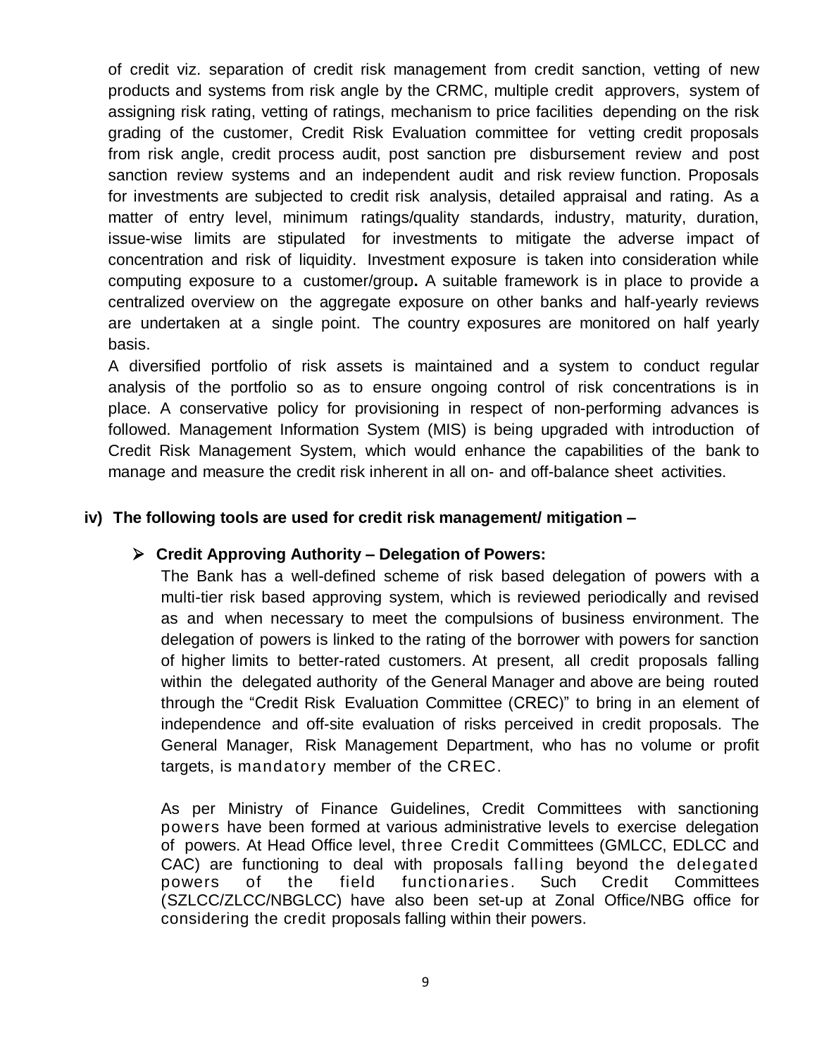of credit viz. separation of credit risk management from credit sanction, vetting of new products and systems from risk angle by the CRMC, multiple credit approvers, system of assigning risk rating, vetting of ratings, mechanism to price facilities depending on the risk grading of the customer, Credit Risk Evaluation committee for vetting credit proposals from risk angle, credit process audit, post sanction pre disbursement review and post sanction review systems and an independent audit and risk review function. Proposals for investments are subjected to credit risk analysis, detailed appraisal and rating. As a matter of entry level, minimum ratings/quality standards, industry, maturity, duration, issue-wise limits are stipulated for investments to mitigate the adverse impact of concentration and risk of liquidity. Investment exposure is taken into consideration while computing exposure to a customer/group**.** A suitable framework is in place to provide a centralized overview on the aggregate exposure on other banks and half-yearly reviews are undertaken at a single point. The country exposures are monitored on half yearly basis.

A diversified portfolio of risk assets is maintained and a system to conduct regular analysis of the portfolio so as to ensure ongoing control of risk concentrations is in place. A conservative policy for provisioning in respect of non-performing advances is followed. Management Information System (MIS) is being upgraded with introduction of Credit Risk Management System, which would enhance the capabilities of the bank to manage and measure the credit risk inherent in all on- and off-balance sheet activities.

**iv) The following tools are used for credit risk management/ mitigation –**

- **Credit Approving Authority – Delegation of Powers:**

  The Bank has a well-defined scheme of risk based delegation of powers with a multi-tier risk based approving system, which is reviewed periodically and revised as and when necessary to meet the compulsions of business environment. The delegation of powers is linked to the rating of the borrower with powers for sanction of higher limits to better-rated customers. At present, all credit proposals falling within the delegated authority of the General Manager and above are being routed through the "Credit Risk Evaluation Committee (CREC)" to bring in an element of independence and off-site evaluation of risks perceived in credit proposals. The General Manager, Risk Management Department, who has no volume or profit targets, is mandatory member of the CREC.

  As per Ministry of Finance Guidelines, Credit Committees with sanctioning powers have been formed at various administrative levels to exercise delegation of powers. At Head Office level, three Credit Committees (GMLCC, EDLCC and CAC) are functioning to deal with proposals falling beyond the delegated powers of the field functionaries. Such Credit Committees (SZLCC/ZLCC/NBGLCC) have also been set-up at Zonal Office/NBG office for considering the credit proposals falling within their powers.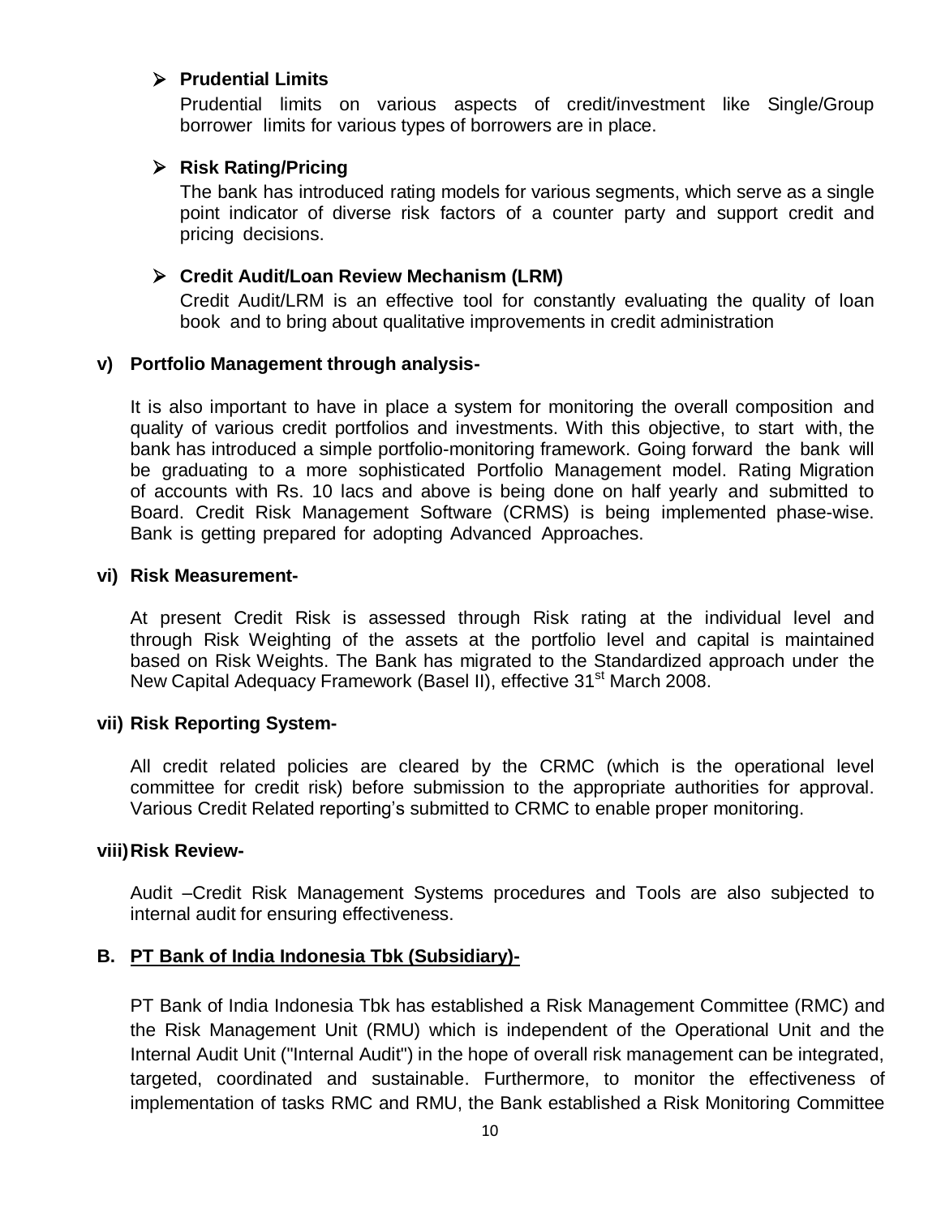- **Prudential Limits**

  Prudential limits on various aspects of credit/investment like Single/Group borrower limits for various types of borrowers are in place.

- **Risk Rating/Pricing**

  The bank has introduced rating models for various segments, which serve as a single point indicator of diverse risk factors of a counter party and support credit and pricing decisions.

- **Credit Audit/Loan Review Mechanism (LRM)**

  Credit Audit/LRM is an effective tool for constantly evaluating the quality of loan book and to bring about qualitative improvements in credit administration

**v) Portfolio Management through analysis-**

It is also important to have in place a system for monitoring the overall composition and quality of various credit portfolios and investments. With this objective, to start with, the bank has introduced a simple portfolio-monitoring framework. Going forward the bank will be graduating to a more sophisticated Portfolio Management model. Rating Migration of accounts with Rs. 10 lacs and above is being done on half yearly and submitted to Board. Credit Risk Management Software (CRMS) is being implemented phase-wise. Bank is getting prepared for adopting Advanced Approaches.

**vi) Risk Measurement-**

At present Credit Risk is assessed through Risk rating at the individual level and through Risk Weighting of the assets at the portfolio level and capital is maintained based on Risk Weights. The Bank has migrated to the Standardized approach under the New Capital Adequacy Framework (Basel II), effective 31st March 2008.

**vii) Risk Reporting System-**

All credit related policies are cleared by the CRMC (which is the operational level committee for credit risk) before submission to the appropriate authorities for approval. Various Credit Related reporting's submitted to CRMC to enable proper monitoring.

**viii) Risk Review-**

Audit –Credit Risk Management Systems procedures and Tools are also subjected to internal audit for ensuring effectiveness.

**B. <u>PT Bank of India Indonesia Tbk (Subsidiary)-</u>**

PT Bank of India Indonesia Tbk has established a Risk Management Committee (RMC) and the Risk Management Unit (RMU) which is independent of the Operational Unit and the Internal Audit Unit ("Internal Audit") in the hope of overall risk management can be integrated, targeted, coordinated and sustainable. Furthermore, to monitor the effectiveness of implementation of tasks RMC and RMU, the Bank established a Risk Monitoring Committee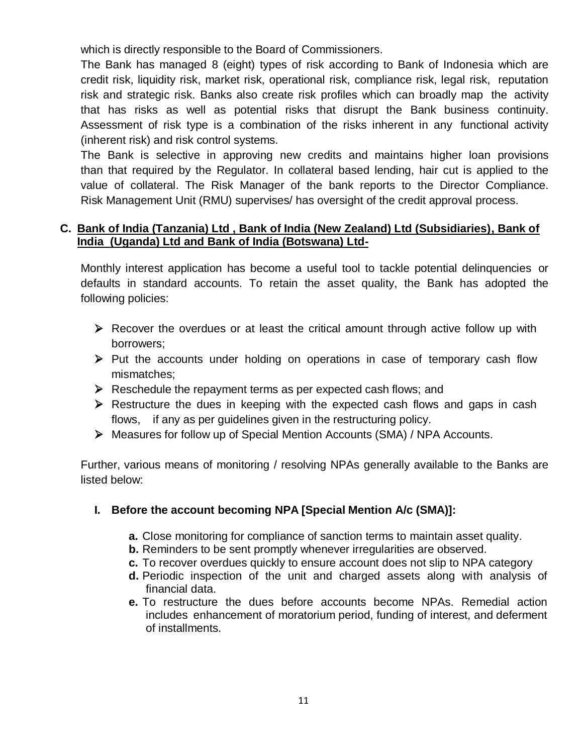which is directly responsible to the Board of Commissioners.

The Bank has managed 8 (eight) types of risk according to Bank of Indonesia which are credit risk, liquidity risk, market risk, operational risk, compliance risk, legal risk, reputation risk and strategic risk. Banks also create risk profiles which can broadly map the activity that has risks as well as potential risks that disrupt the Bank business continuity. Assessment of risk type is a combination of the risks inherent in any functional activity (inherent risk) and risk control systems.

The Bank is selective in approving new credits and maintains higher loan provisions than that required by the Regulator. In collateral based lending, hair cut is applied to the value of collateral. The Risk Manager of the bank reports to the Director Compliance. Risk Management Unit (RMU) supervises/ has oversight of the credit approval process.

### C. <u>Bank of India (Tanzania) Ltd , Bank of India (New Zealand) Ltd (Subsidiaries), Bank of India (Uganda) Ltd and Bank of India (Botswana) Ltd-</u>

Monthly interest application has become a useful tool to tackle potential delinquencies or defaults in standard accounts. To retain the asset quality, the Bank has adopted the following policies:

- Recover the overdues or at least the critical amount through active follow up with borrowers;
- Put the accounts under holding on operations in case of temporary cash flow mismatches;
- Reschedule the repayment terms as per expected cash flows; and
- Restructure the dues in keeping with the expected cash flows and gaps in cash flows, if any as per guidelines given in the restructuring policy.
- Measures for follow up of Special Mention Accounts (SMA) / NPA Accounts.

Further, various means of monitoring / resolving NPAs generally available to the Banks are listed below:

#### I. Before the account becoming NPA [Special Mention A/c (SMA)]:

**a.** Close monitoring for compliance of sanction terms to maintain asset quality.

**b.** Reminders to be sent promptly whenever irregularities are observed.

**c.** To recover overdues quickly to ensure account does not slip to NPA category

**d.** Periodic inspection of the unit and charged assets along with analysis of financial data.

**e.** To restructure the dues before accounts become NPAs. Remedial action includes enhancement of moratorium period, funding of interest, and deferment of installments.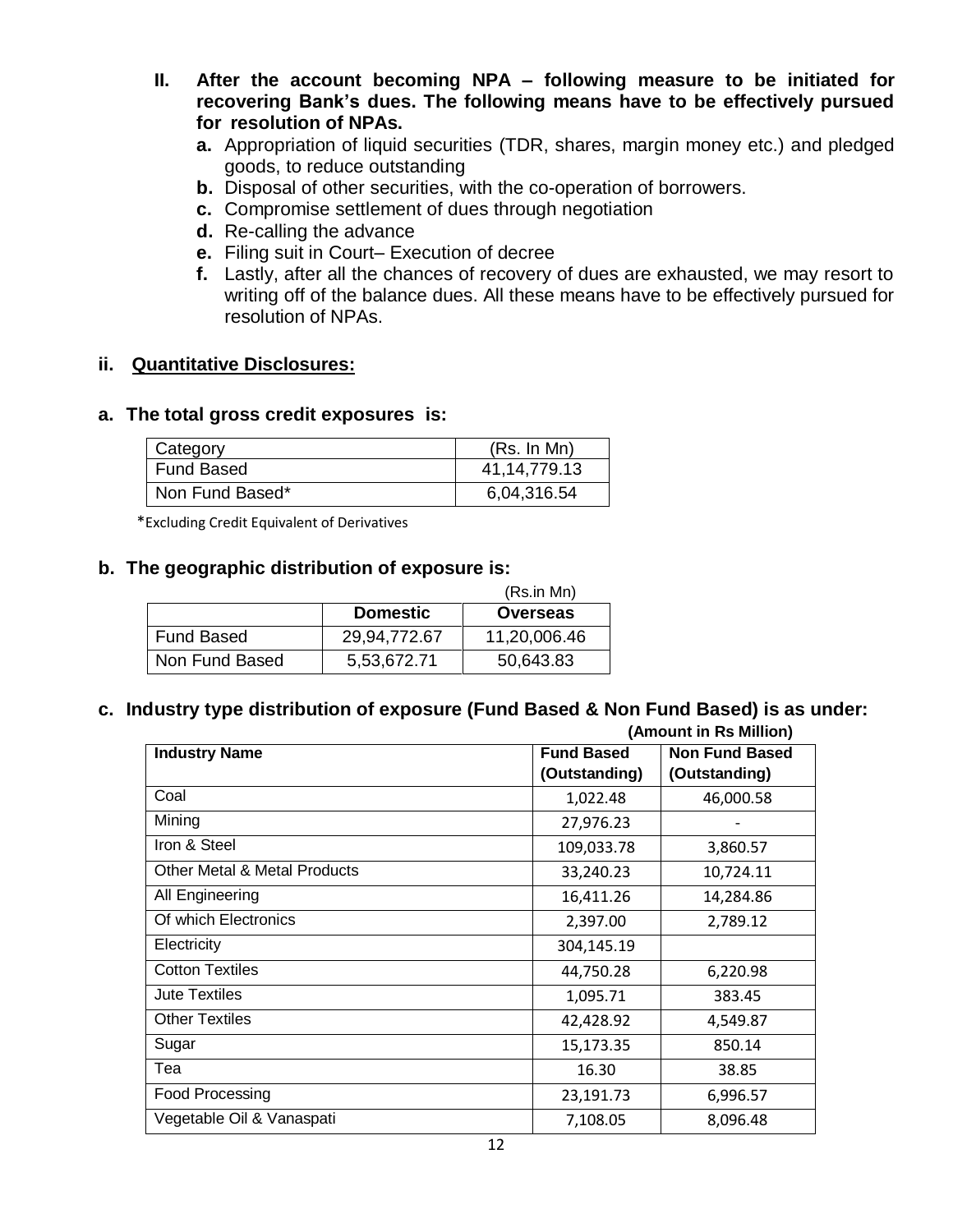**II. After the account becoming NPA – following measure to be initiated for recovering Bank's dues. The following means have to be effectively pursued for resolution of NPAs.**

- **a.** Appropriation of liquid securities (TDR, shares, margin money etc.) and pledged goods, to reduce outstanding
- **b.** Disposal of other securities, with the co-operation of borrowers.
- **c.** Compromise settlement of dues through negotiation
- **d.** Re-calling the advance
- **e.** Filing suit in Court– Execution of decree
- **f.** Lastly, after all the chances of recovery of dues are exhausted, we may resort to writing off of the balance dues. All these means have to be effectively pursued for resolution of NPAs.

## ii. Quantitative Disclosures:

### a. The total gross credit exposures is:

| Category | (Rs. In Mn) |
|---|---|
| Fund Based | 41,14,779.13 |
| Non Fund Based* | 6,04,316.54 |

*Excluding Credit Equivalent of Derivatives

### b. The geographic distribution of exposure is:

(Rs.in Mn)

| | Domestic | Overseas |
|---|---|---|
| Fund Based | 29,94,772.67 | 11,20,006.46 |
| Non Fund Based | 5,53,672.71 | 50,643.83 |

### c. Industry type distribution of exposure (Fund Based & Non Fund Based) is as under:

**(Amount in Rs Million)**

| Industry Name | Fund Based (Outstanding) | Non Fund Based (Outstanding) |
|---|---|---|
| Coal | 1,022.48 | 46,000.58 |
| Mining | 27,976.23 | - |
| Iron & Steel | 109,033.78 | 3,860.57 |
| Other Metal & Metal Products | 33,240.23 | 10,724.11 |
| All Engineering | 16,411.26 | 14,284.86 |
| Of which Electronics | 2,397.00 | 2,789.12 |
| Electricity | 304,145.19 | |
| Cotton Textiles | 44,750.28 | 6,220.98 |
| Jute Textiles | 1,095.71 | 383.45 |
| Other Textiles | 42,428.92 | 4,549.87 |
| Sugar | 15,173.35 | 850.14 |
| Tea | 16.30 | 38.85 |
| Food Processing | 23,191.73 | 6,996.57 |
| Vegetable Oil & Vanaspati | 7,108.05 | 8,096.48 |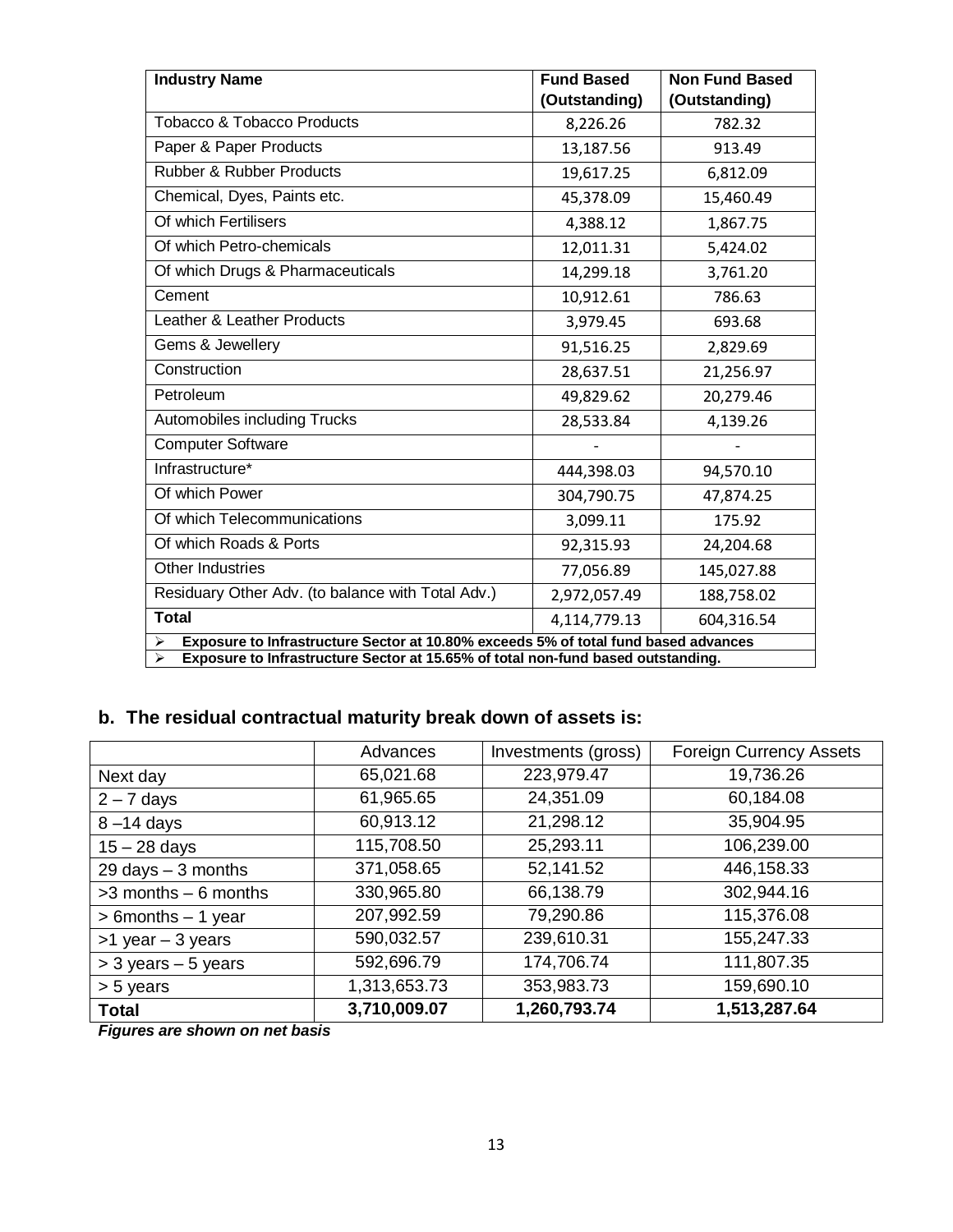| Industry Name | Fund Based (Outstanding) | Non Fund Based (Outstanding) |
|---|---|---|
| Tobacco & Tobacco Products | 8,226.26 | 782.32 |
| Paper & Paper Products | 13,187.56 | 913.49 |
| Rubber & Rubber Products | 19,617.25 | 6,812.09 |
| Chemical, Dyes, Paints etc. | 45,378.09 | 15,460.49 |
| Of which Fertilisers | 4,388.12 | 1,867.75 |
| Of which Petro-chemicals | 12,011.31 | 5,424.02 |
| Of which Drugs & Pharmaceuticals | 14,299.18 | 3,761.20 |
| Cement | 10,912.61 | 786.63 |
| Leather & Leather Products | 3,979.45 | 693.68 |
| Gems & Jewellery | 91,516.25 | 2,829.69 |
| Construction | 28,637.51 | 21,256.97 |
| Petroleum | 49,829.62 | 20,279.46 |
| Automobiles including Trucks | 28,533.84 | 4,139.26 |
| Computer Software | - | - |
| Infrastructure* | 444,398.03 | 94,570.10 |
| Of which Power | 304,790.75 | 47,874.25 |
| Of which Telecommunications | 3,099.11 | 175.92 |
| Of which Roads & Ports | 92,315.93 | 24,204.68 |
| Other Industries | 77,056.89 | 145,027.88 |
| Residuary Other Adv. (to balance with Total Adv.) | 2,972,057.49 | 188,758.02 |
| **Total** | 4,114,779.13 | 604,316.54 |

- **Exposure to Infrastructure Sector at 10.80% exceeds 5% of total fund based advances**
- **Exposure to Infrastructure Sector at 15.65% of total non-fund based outstanding.**

## b. The residual contractual maturity break down of assets is:

| | Advances | Investments (gross) | Foreign Currency Assets |
|---|---|---|---|
| Next day | 65,021.68 | 223,979.47 | 19,736.26 |
| 2 – 7 days | 61,965.65 | 24,351.09 | 60,184.08 |
| 8 –14 days | 60,913.12 | 21,298.12 | 35,904.95 |
| 15 – 28 days | 115,708.50 | 25,293.11 | 106,239.00 |
| 29 days – 3 months | 371,058.65 | 52,141.52 | 446,158.33 |
| >3 months – 6 months | 330,965.80 | 66,138.79 | 302,944.16 |
| > 6months – 1 year | 207,992.59 | 79,290.86 | 115,376.08 |
| >1 year – 3 years | 590,032.57 | 239,610.31 | 155,247.33 |
| > 3 years – 5 years | 592,696.79 | 174,706.74 | 111,807.35 |
| > 5 years | 1,313,653.73 | 353,983.73 | 159,690.10 |
| **Total** | **3,710,009.07** | **1,260,793.74** | **1,513,287.64** |

***Figures are shown on net basis***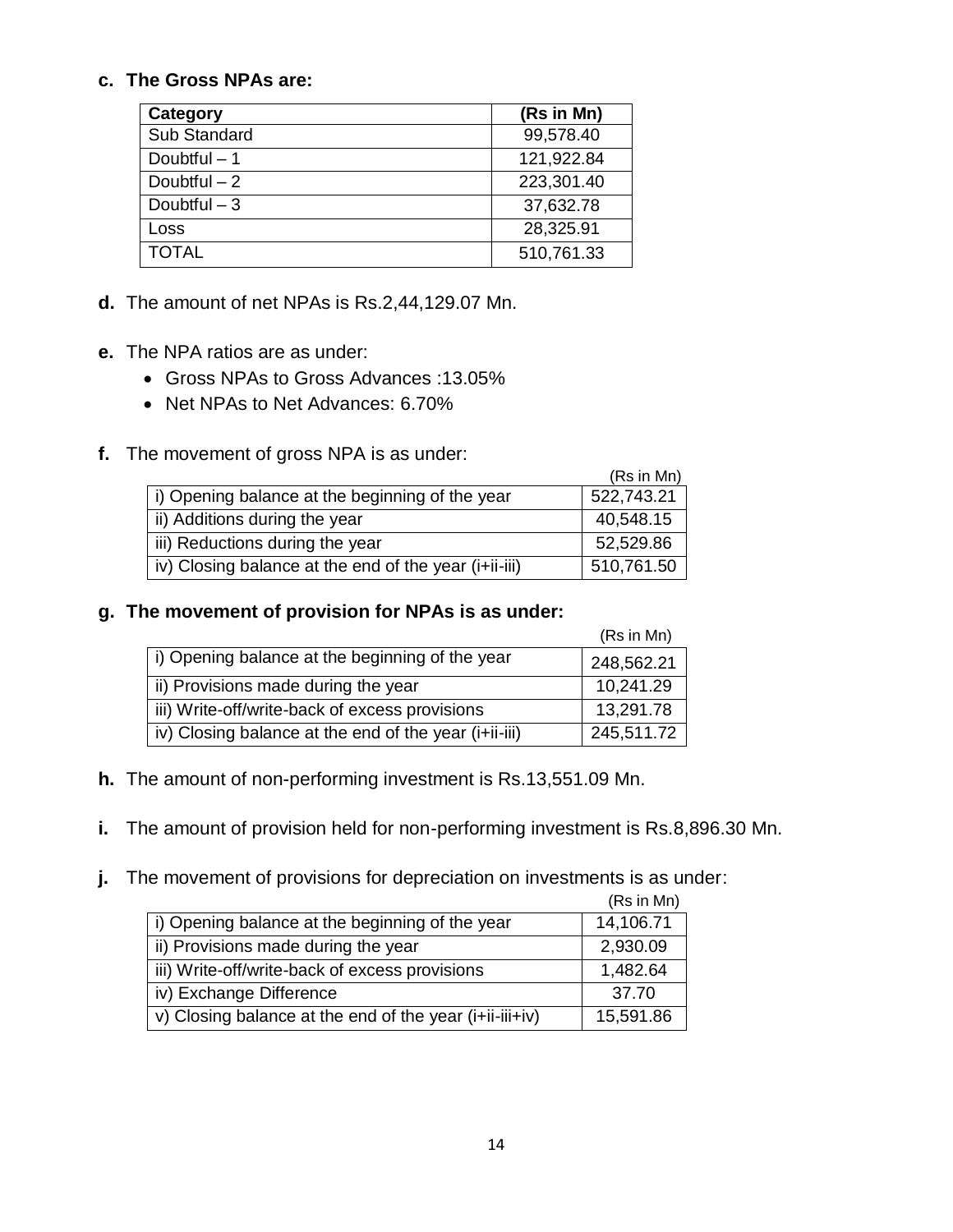**c. The Gross NPAs are:**

| Category | (Rs in Mn) |
|---|---|
| Sub Standard | 99,578.40 |
| Doubtful – 1 | 121,922.84 |
| Doubtful – 2 | 223,301.40 |
| Doubtful – 3 | 37,632.78 |
| Loss | 28,325.91 |
| TOTAL | 510,761.33 |

**d.** The amount of net NPAs is Rs.2,44,129.07 Mn.

**e.** The NPA ratios are as under:

- Gross NPAs to Gross Advances :13.05%
- Net NPAs to Net Advances: 6.70%

**f.** The movement of gross NPA is as under:

| | (Rs in Mn) |
|---|---|
| i) Opening balance at the beginning of the year | 522,743.21 |
| ii) Additions during the year | 40,548.15 |
| iii) Reductions during the year | 52,529.86 |
| iv) Closing balance at the end of the year (i+ii-iii) | 510,761.50 |

**g. The movement of provision for NPAs is as under:**

| | (Rs in Mn) |
|---|---|
| i) Opening balance at the beginning of the year | 248,562.21 |
| ii) Provisions made during the year | 10,241.29 |
| iii) Write-off/write-back of excess provisions | 13,291.78 |
| iv) Closing balance at the end of the year (i+ii-iii) | 245,511.72 |

**h.** The amount of non-performing investment is Rs.13,551.09 Mn.

**i.** The amount of provision held for non-performing investment is Rs.8,896.30 Mn.

**j.** The movement of provisions for depreciation on investments is as under:

| | (Rs in Mn) |
|---|---|
| i) Opening balance at the beginning of the year | 14,106.71 |
| ii) Provisions made during the year | 2,930.09 |
| iii) Write-off/write-back of excess provisions | 1,482.64 |
| iv) Exchange Difference | 37.70 |
| v) Closing balance at the end of the year (i+ii-iii+iv) | 15,591.86 |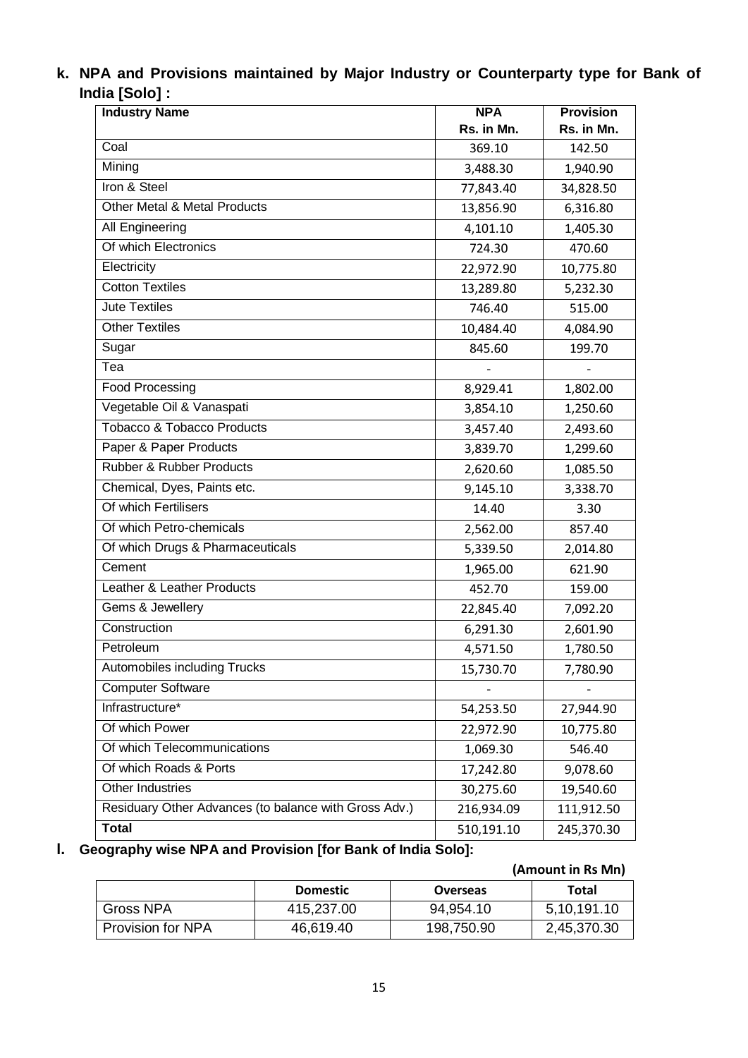**k. NPA and Provisions maintained by Major Industry or Counterparty type for Bank of India [Solo] :**

| Industry Name | NPA Rs. in Mn. | Provision Rs. in Mn. |
|---|---|---|
| Coal | 369.10 | 142.50 |
| Mining | 3,488.30 | 1,940.90 |
| Iron & Steel | 77,843.40 | 34,828.50 |
| Other Metal & Metal Products | 13,856.90 | 6,316.80 |
| All Engineering | 4,101.10 | 1,405.30 |
| Of which Electronics | 724.30 | 470.60 |
| Electricity | 22,972.90 | 10,775.80 |
| Cotton Textiles | 13,289.80 | 5,232.30 |
| Jute Textiles | 746.40 | 515.00 |
| Other Textiles | 10,484.40 | 4,084.90 |
| Sugar | 845.60 | 199.70 |
| Tea | - | - |
| Food Processing | 8,929.41 | 1,802.00 |
| Vegetable Oil & Vanaspati | 3,854.10 | 1,250.60 |
| Tobacco & Tobacco Products | 3,457.40 | 2,493.60 |
| Paper & Paper Products | 3,839.70 | 1,299.60 |
| Rubber & Rubber Products | 2,620.60 | 1,085.50 |
| Chemical, Dyes, Paints etc. | 9,145.10 | 3,338.70 |
| Of which Fertilisers | 14.40 | 3.30 |
| Of which Petro-chemicals | 2,562.00 | 857.40 |
| Of which Drugs & Pharmaceuticals | 5,339.50 | 2,014.80 |
| Cement | 1,965.00 | 621.90 |
| Leather & Leather Products | 452.70 | 159.00 |
| Gems & Jewellery | 22,845.40 | 7,092.20 |
| Construction | 6,291.30 | 2,601.90 |
| Petroleum | 4,571.50 | 1,780.50 |
| Automobiles including Trucks | 15,730.70 | 7,780.90 |
| Computer Software | - | - |
| Infrastructure* | 54,253.50 | 27,944.90 |
| Of which Power | 22,972.90 | 10,775.80 |
| Of which Telecommunications | 1,069.30 | 546.40 |
| Of which Roads & Ports | 17,242.80 | 9,078.60 |
| Other Industries | 30,275.60 | 19,540.60 |
| Residuary Other Advances (to balance with Gross Adv.) | 216,934.09 | 111,912.50 |
| **Total** | 510,191.10 | 245,370.30 |

**l. Geography wise NPA and Provision [for Bank of India Solo]:**

**(Amount in Rs Mn)**

| | Domestic | Overseas | Total |
|---|---|---|---|
| Gross NPA | 415,237.00 | 94,954.10 | 5,10,191.10 |
| Provision for NPA | 46,619.40 | 198,750.90 | 2,45,370.30 |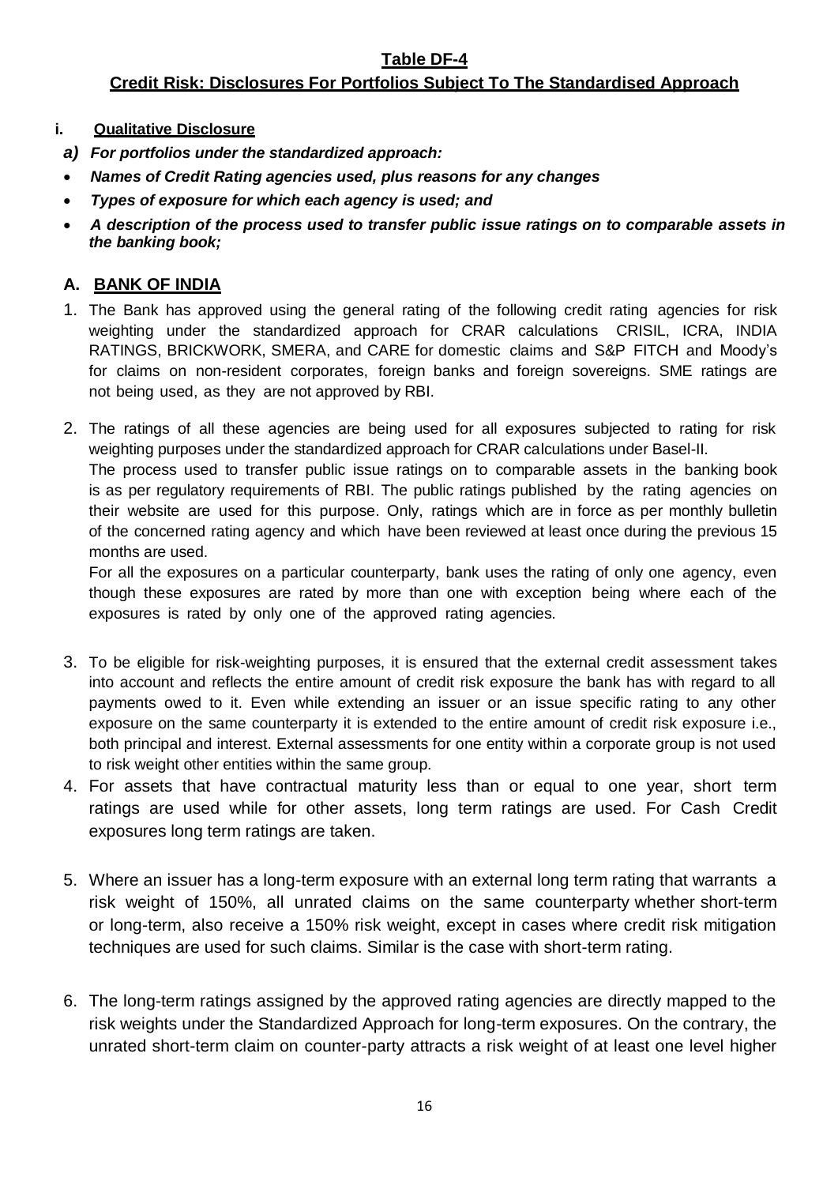## Table DF-4

## Credit Risk: Disclosures For Portfolios Subject To The Standardised Approach

**i. Qualitative Disclosure**

***a) For portfolios under the standardized approach:***

- ***Names of Credit Rating agencies used, plus reasons for any changes***
- ***Types of exposure for which each agency is used; and***
- ***A description of the process used to transfer public issue ratings on to comparable assets in the banking book;***

### A. BANK OF INDIA

1. The Bank has approved using the general rating of the following credit rating agencies for risk weighting under the standardized approach for CRAR calculations CRISIL, ICRA, INDIA RATINGS, BRICKWORK, SMERA, and CARE for domestic claims and S&P FITCH and Moody's for claims on non-resident corporates, foreign banks and foreign sovereigns. SME ratings are not being used, as they are not approved by RBI.

2. The ratings of all these agencies are being used for all exposures subjected to rating for risk weighting purposes under the standardized approach for CRAR calculations under Basel-II.

   The process used to transfer public issue ratings on to comparable assets in the banking book is as per regulatory requirements of RBI. The public ratings published by the rating agencies on their website are used for this purpose. Only, ratings which are in force as per monthly bulletin of the concerned rating agency and which have been reviewed at least once during the previous 15 months are used.

   For all the exposures on a particular counterparty, bank uses the rating of only one agency, even though these exposures are rated by more than one with exception being where each of the exposures is rated by only one of the approved rating agencies.

3. To be eligible for risk-weighting purposes, it is ensured that the external credit assessment takes into account and reflects the entire amount of credit risk exposure the bank has with regard to all payments owed to it. Even while extending an issuer or an issue specific rating to any other exposure on the same counterparty it is extended to the entire amount of credit risk exposure i.e., both principal and interest. External assessments for one entity within a corporate group is not used to risk weight other entities within the same group.

4. For assets that have contractual maturity less than or equal to one year, short term ratings are used while for other assets, long term ratings are used. For Cash Credit exposures long term ratings are taken.

5. Where an issuer has a long-term exposure with an external long term rating that warrants a risk weight of 150%, all unrated claims on the same counterparty whether short-term or long-term, also receive a 150% risk weight, except in cases where credit risk mitigation techniques are used for such claims. Similar is the case with short-term rating.

6. The long-term ratings assigned by the approved rating agencies are directly mapped to the risk weights under the Standardized Approach for long-term exposures. On the contrary, the unrated short-term claim on counter-party attracts a risk weight of at least one level higher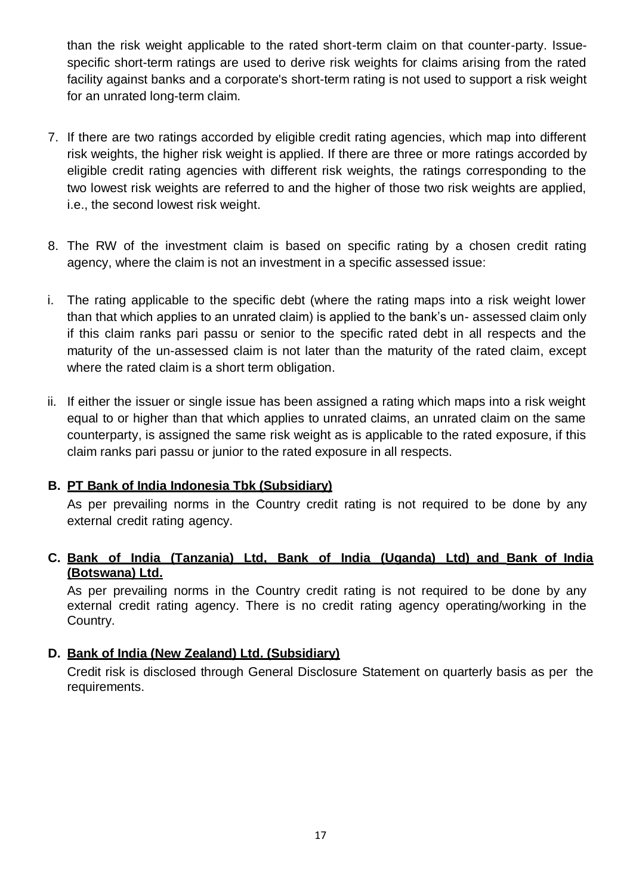than the risk weight applicable to the rated short-term claim on that counter-party. Issue-specific short-term ratings are used to derive risk weights for claims arising from the rated facility against banks and a corporate's short-term rating is not used to support a risk weight for an unrated long-term claim.

7. If there are two ratings accorded by eligible credit rating agencies, which map into different risk weights, the higher risk weight is applied. If there are three or more ratings accorded by eligible credit rating agencies with different risk weights, the ratings corresponding to the two lowest risk weights are referred to and the higher of those two risk weights are applied, i.e., the second lowest risk weight.

8. The RW of the investment claim is based on specific rating by a chosen credit rating agency, where the claim is not an investment in a specific assessed issue:

i. The rating applicable to the specific debt (where the rating maps into a risk weight lower than that which applies to an unrated claim) is applied to the bank's un- assessed claim only if this claim ranks pari passu or senior to the specific rated debt in all respects and the maturity of the un-assessed claim is not later than the maturity of the rated claim, except where the rated claim is a short term obligation.

ii. If either the issuer or single issue has been assigned a rating which maps into a risk weight equal to or higher than that which applies to unrated claims, an unrated claim on the same counterparty, is assigned the same risk weight as is applicable to the rated exposure, if this claim ranks pari passu or junior to the rated exposure in all respects.

**B. PT Bank of India Indonesia Tbk (Subsidiary)**

As per prevailing norms in the Country credit rating is not required to be done by any external credit rating agency.

**C. Bank of India (Tanzania) Ltd, Bank of India (Uganda) Ltd) and Bank of India (Botswana) Ltd.**

As per prevailing norms in the Country credit rating is not required to be done by any external credit rating agency. There is no credit rating agency operating/working in the Country.

**D. Bank of India (New Zealand) Ltd. (Subsidiary)**

Credit risk is disclosed through General Disclosure Statement on quarterly basis as per the requirements.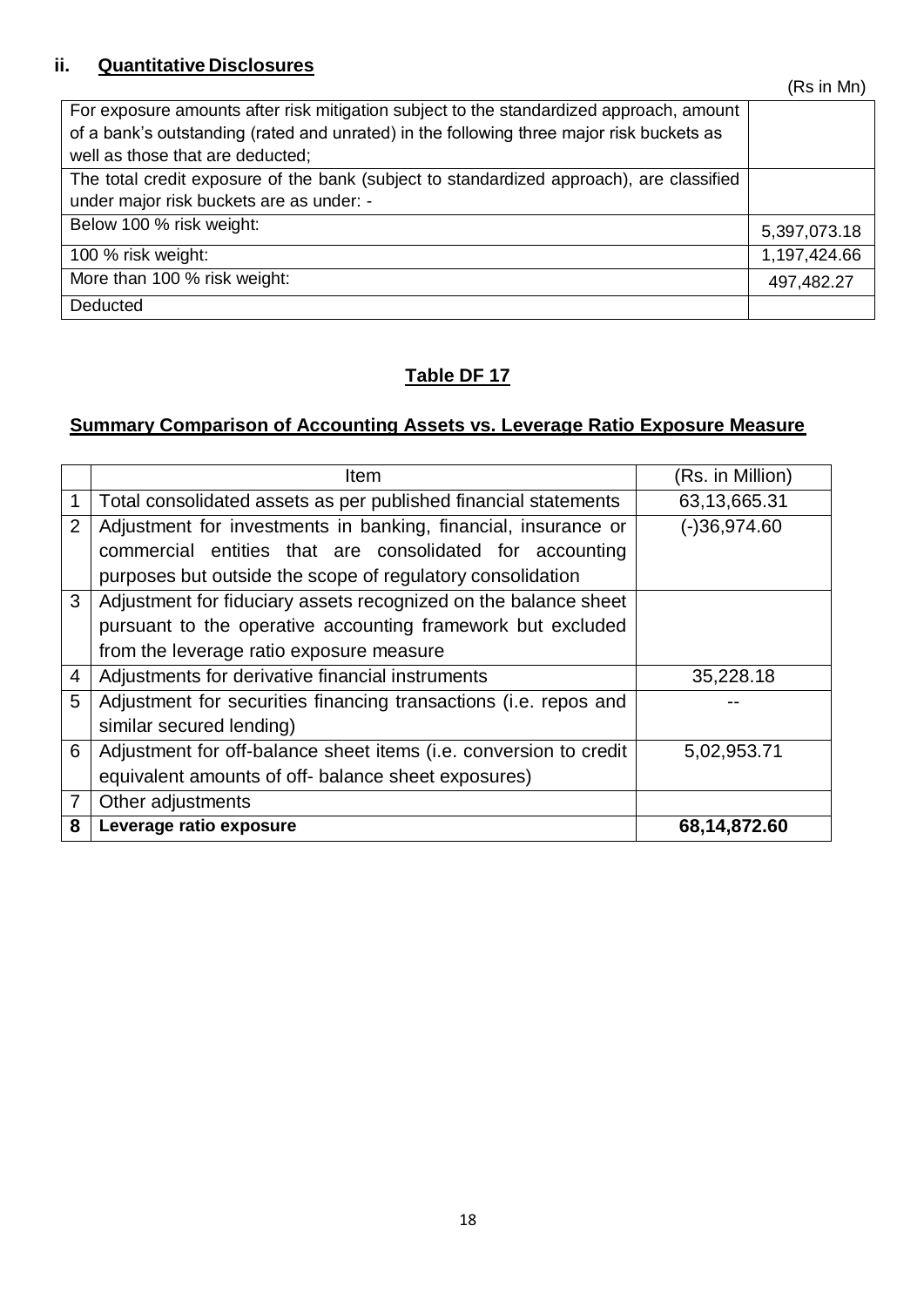## ii. Quantitative Disclosures

(Rs in Mn)

| | |
|---|---|
| For exposure amounts after risk mitigation subject to the standardized approach, amount of a bank's outstanding (rated and unrated) in the following three major risk buckets as well as those that are deducted; | |
| The total credit exposure of the bank (subject to standardized approach), are classified under major risk buckets are as under: - | |
| Below 100 % risk weight: | 5,397,073.18 |
| 100 % risk weight: | 1,197,424.66 |
| More than 100 % risk weight: | 497,482.27 |
| Deducted | |

## Table DF 17

## Summary Comparison of Accounting Assets vs. Leverage Ratio Exposure Measure

| | Item | (Rs. in Million) |
|---|---|---|
| 1 | Total consolidated assets as per published financial statements | 63,13,665.31 |
| 2 | Adjustment for investments in banking, financial, insurance or commercial entities that are consolidated for accounting purposes but outside the scope of regulatory consolidation | (-)36,974.60 |
| 3 | Adjustment for fiduciary assets recognized on the balance sheet pursuant to the operative accounting framework but excluded from the leverage ratio exposure measure | |
| 4 | Adjustments for derivative financial instruments | 35,228.18 |
| 5 | Adjustment for securities financing transactions (i.e. repos and similar secured lending) | -- |
| 6 | Adjustment for off-balance sheet items (i.e. conversion to credit equivalent amounts of off- balance sheet exposures) | 5,02,953.71 |
| 7 | Other adjustments | |
| **8** | **Leverage ratio exposure** | **68,14,872.60** |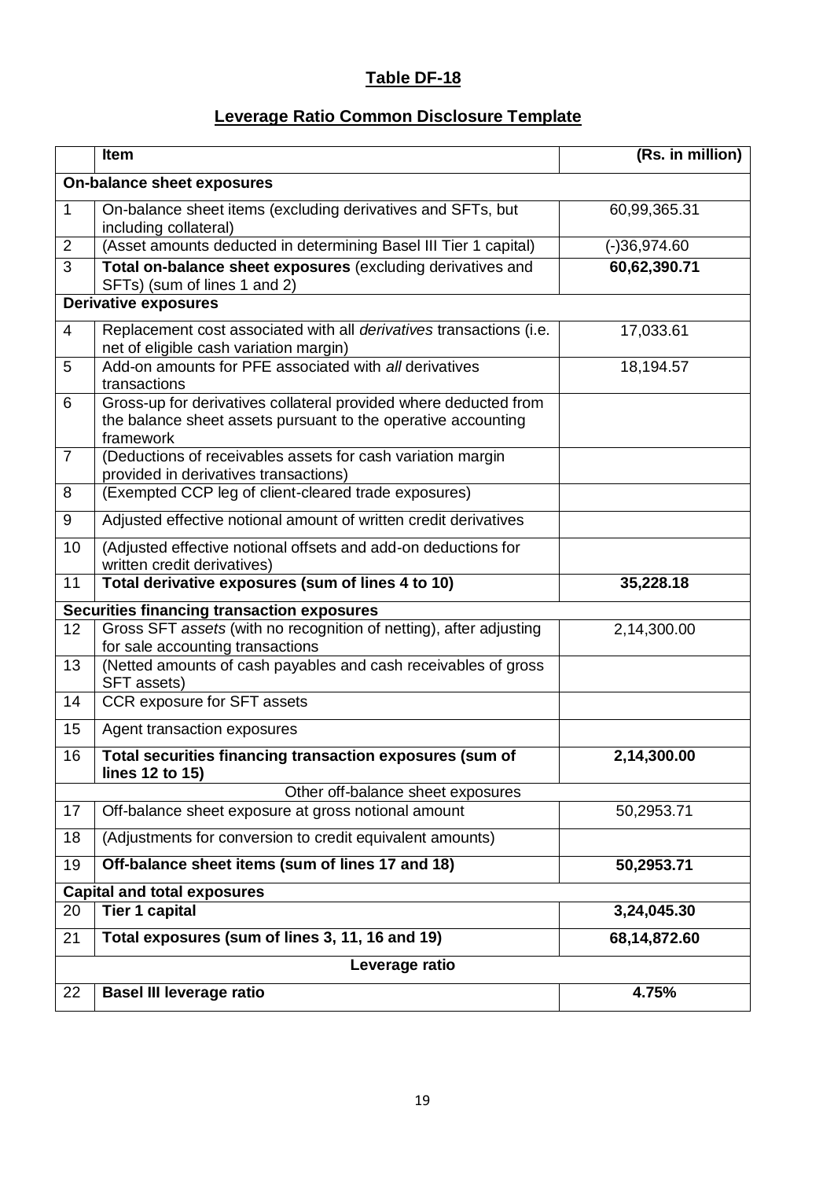## Table DF-18

## Leverage Ratio Common Disclosure Template

| | Item | (Rs. in million) |
|---|---|---|
| **On-balance sheet exposures** | | |
| 1 | On-balance sheet items (excluding derivatives and SFTs, but including collateral) | 60,99,365.31 |
| 2 | (Asset amounts deducted in determining Basel III Tier 1 capital) | (-)36,974.60 |
| 3 | **Total on-balance sheet exposures** (excluding derivatives and SFTs) (sum of lines 1 and 2) | **60,62,390.71** |
| **Derivative exposures** | | |
| 4 | Replacement cost associated with all *derivatives* transactions (i.e. net of eligible cash variation margin) | 17,033.61 |
| 5 | Add-on amounts for PFE associated with *all* derivatives transactions | 18,194.57 |
| 6 | Gross-up for derivatives collateral provided where deducted from the balance sheet assets pursuant to the operative accounting framework | |
| 7 | (Deductions of receivables assets for cash variation margin provided in derivatives transactions) | |
| 8 | (Exempted CCP leg of client-cleared trade exposures) | |
| 9 | Adjusted effective notional amount of written credit derivatives | |
| 10 | (Adjusted effective notional offsets and add-on deductions for written credit derivatives) | |
| 11 | **Total derivative exposures (sum of lines 4 to 10)** | **35,228.18** |
| **Securities financing transaction exposures** | | |
| 12 | Gross SFT *assets* (with no recognition of netting), after adjusting for sale accounting transactions | 2,14,300.00 |
| 13 | (Netted amounts of cash payables and cash receivables of gross SFT assets) | |
| 14 | CCR exposure for SFT assets | |
| 15 | Agent transaction exposures | |
| 16 | **Total securities financing transaction exposures (sum of lines 12 to 15)** | **2,14,300.00** |
| Other off-balance sheet exposures | | |
| 17 | Off-balance sheet exposure at gross notional amount | 50,2953.71 |
| 18 | (Adjustments for conversion to credit equivalent amounts) | |
| 19 | **Off-balance sheet items (sum of lines 17 and 18)** | **50,2953.71** |
| **Capital and total exposures** | | |
| 20 | **Tier 1 capital** | **3,24,045.30** |
| 21 | **Total exposures (sum of lines 3, 11, 16 and 19)** | **68,14,872.60** |
| **Leverage ratio** | | |
| 22 | **Basel III leverage ratio** | **4.75%** |